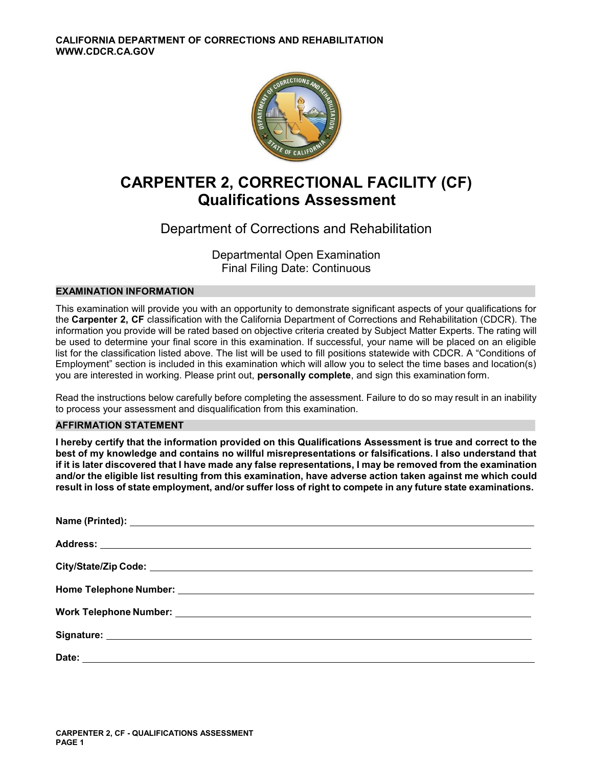**CALIFORNIA DEPARTMENT OF CORRECTIONS AND REHABILITATION**
**WWW.CDCR.CA.GOV**

# CARPENTER 2, CORRECTIONAL FACILITY (CF)
# Qualifications Assessment

Department of Corrections and Rehabilitation

Departmental Open Examination
Final Filing Date: Continuous

## EXAMINATION INFORMATION

This examination will provide you with an opportunity to demonstrate significant aspects of your qualifications for the **Carpenter 2, CF** classification with the California Department of Corrections and Rehabilitation (CDCR). The information you provide will be rated based on objective criteria created by Subject Matter Experts. The rating will be used to determine your final score in this examination. If successful, your name will be placed on an eligible list for the classification listed above. The list will be used to fill positions statewide with CDCR. A "Conditions of Employment" section is included in this examination which will allow you to select the time bases and location(s) you are interested in working. Please print out, **personally complete**, and sign this examination form.

Read the instructions below carefully before completing the assessment. Failure to do so may result in an inability to process your assessment and disqualification from this examination.

## AFFIRMATION STATEMENT

**I hereby certify that the information provided on this Qualifications Assessment is true and correct to the best of my knowledge and contains no willful misrepresentations or falsifications. I also understand that if it is later discovered that I have made any false representations, I may be removed from the examination and/or the eligible list resulting from this examination, have adverse action taken against me which could result in loss of state employment, and/or suffer loss of right to compete in any future state examinations.**

**Name (Printed):** ____________________

**Address:** ____________________

**City/State/Zip Code:** ____________________

**Home Telephone Number:** ____________________

**Work Telephone Number:** ____________________

**Signature:** ____________________

**Date:** ____________________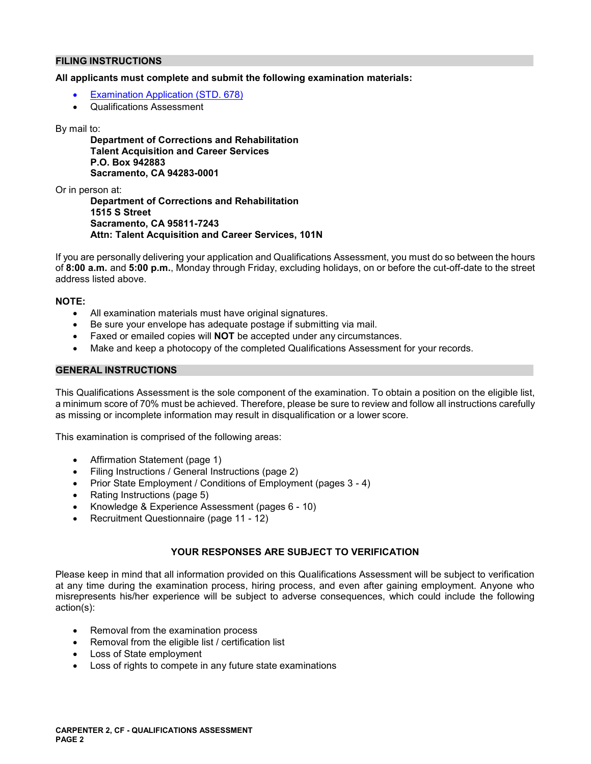## FILING INSTRUCTIONS

**All applicants must complete and submit the following examination materials:**

- [Examination Application (STD. 678)]
- Qualifications Assessment

By mail to:

> **Department of Corrections and Rehabilitation**
> **Talent Acquisition and Career Services**
> **P.O. Box 942883**
> **Sacramento, CA 94283-0001**

Or in person at:

> **Department of Corrections and Rehabilitation**
> **1515 S Street**
> **Sacramento, CA 95811-7243**
> **Attn: Talent Acquisition and Career Services, 101N**

If you are personally delivering your application and Qualifications Assessment, you must do so between the hours of **8:00 a.m.** and **5:00 p.m.**, Monday through Friday, excluding holidays, on or before the cut-off-date to the street address listed above.

**NOTE:**

- All examination materials must have original signatures.
- Be sure your envelope has adequate postage if submitting via mail.
- Faxed or emailed copies will **NOT** be accepted under any circumstances.
- Make and keep a photocopy of the completed Qualifications Assessment for your records.

## GENERAL INSTRUCTIONS

This Qualifications Assessment is the sole component of the examination. To obtain a position on the eligible list, a minimum score of 70% must be achieved. Therefore, please be sure to review and follow all instructions carefully as missing or incomplete information may result in disqualification or a lower score.

This examination is comprised of the following areas:

- Affirmation Statement (page 1)
- Filing Instructions / General Instructions (page 2)
- Prior State Employment / Conditions of Employment (pages 3 - 4)
- Rating Instructions (page 5)
- Knowledge & Experience Assessment (pages 6 - 10)
- Recruitment Questionnaire (page 11 - 12)

**YOUR RESPONSES ARE SUBJECT TO VERIFICATION**

Please keep in mind that all information provided on this Qualifications Assessment will be subject to verification at any time during the examination process, hiring process, and even after gaining employment. Anyone who misrepresents his/her experience will be subject to adverse consequences, which could include the following action(s):

- Removal from the examination process
- Removal from the eligible list / certification list
- Loss of State employment
- Loss of rights to compete in any future state examinations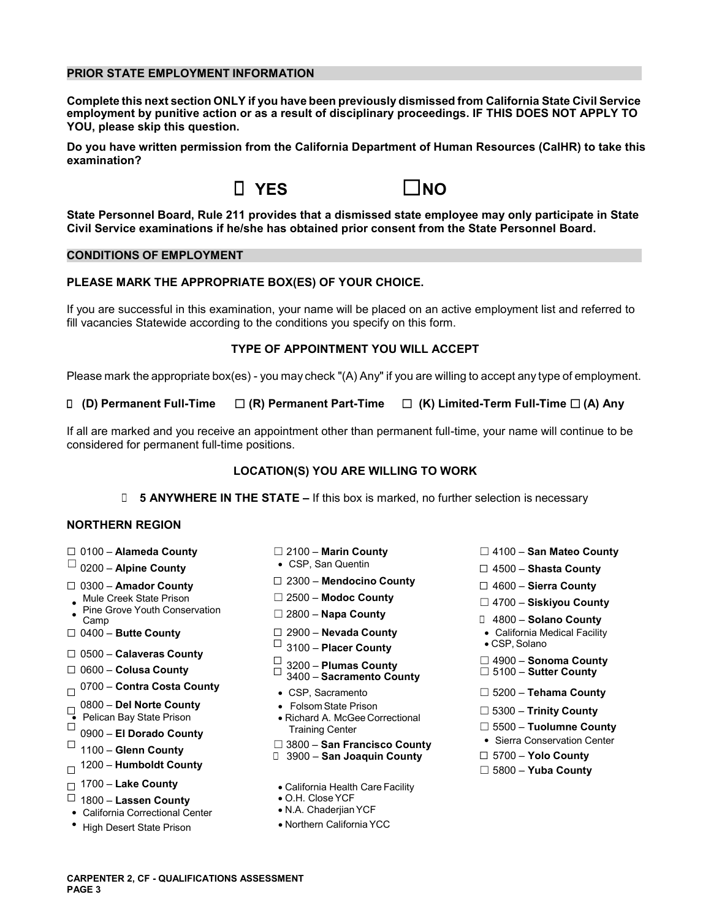## PRIOR STATE EMPLOYMENT INFORMATION

**Complete this next section ONLY if you have been previously dismissed from California State Civil Service employment by punitive action or as a result of disciplinary proceedings. IF THIS DOES NOT APPLY TO YOU, please skip this question.**

**Do you have written permission from the California Department of Human Resources (CalHR) to take this examination?**

☐ **YES** ☐ **NO**

**State Personnel Board, Rule 211 provides that a dismissed state employee may only participate in State Civil Service examinations if he/she has obtained prior consent from the State Personnel Board.**

## CONDITIONS OF EMPLOYMENT

### PLEASE MARK THE APPROPRIATE BOX(ES) OF YOUR CHOICE.

If you are successful in this examination, your name will be placed on an active employment list and referred to fill vacancies Statewide according to the conditions you specify on this form.

### TYPE OF APPOINTMENT YOU WILL ACCEPT

Please mark the appropriate box(es) - you may check "(A) Any" if you are willing to accept any type of employment.

☐ **(D) Permanent Full-Time** ☐ **(R) Permanent Part-Time** ☐ **(K) Limited-Term Full-Time** ☐ **(A) Any**

If all are marked and you receive an appointment other than permanent full-time, your name will continue to be considered for permanent full-time positions.

### LOCATION(S) YOU ARE WILLING TO WORK

☐ **5 ANYWHERE IN THE STATE –** If this box is marked, no further selection is necessary

### NORTHERN REGION

- ☐ 0100 – **Alameda County**
- ☐ 0200 – **Alpine County**
- ☐ 0300 – **Amador County**
  - Mule Creek State Prison
  - Pine Grove Youth Conservation Camp
- ☐ 0400 – **Butte County**
- ☐ 0500 – **Calaveras County**
- ☐ 0600 – **Colusa County**
- ☐ 0700 – **Contra Costa County**
- ☐ 0800 – **Del Norte County**
  - Pelican Bay State Prison
- ☐ 0900 – **El Dorado County**
- ☐ 1100 – **Glenn County**
- ☐ 1200 – **Humboldt County**
- ☐ 1700 – **Lake County**
- ☐ 1800 – **Lassen County**
  - California Correctional Center
  - High Desert State Prison
- ☐ 2100 – **Marin County**
  - CSP, San Quentin
- ☐ 2300 – **Mendocino County**
- ☐ 2500 – **Modoc County**
- ☐ 2800 – **Napa County**
- ☐ 2900 – **Nevada County**
- ☐ 3100 – **Placer County**
- ☐ 3200 – **Plumas County**
- ☐ 3400 – **Sacramento County**
  - CSP, Sacramento
  - Folsom State Prison
  - Richard A. McGee Correctional Training Center
- ☐ 3800 – **San Francisco County**
- ☐ 3900 – **San Joaquin County**
  - California Health Care Facility
  - O.H. Close YCF
  - N.A. Chaderjian YCF
  - Northern California YCC
- ☐ 4100 – **San Mateo County**
- ☐ 4500 – **Shasta County**
- ☐ 4600 – **Sierra County**
- ☐ 4700 – **Siskiyou County**
- ☐ 4800 – **Solano County**
  - California Medical Facility
  - CSP, Solano
- ☐ 4900 – **Sonoma County**
- ☐ 5100 – **Sutter County**
- ☐ 5200 – **Tehama County**
- ☐ 5300 – **Trinity County**
- ☐ 5500 – **Tuolumne County**
  - Sierra Conservation Center
- ☐ 5700 – **Yolo County**
- ☐ 5800 – **Yuba County**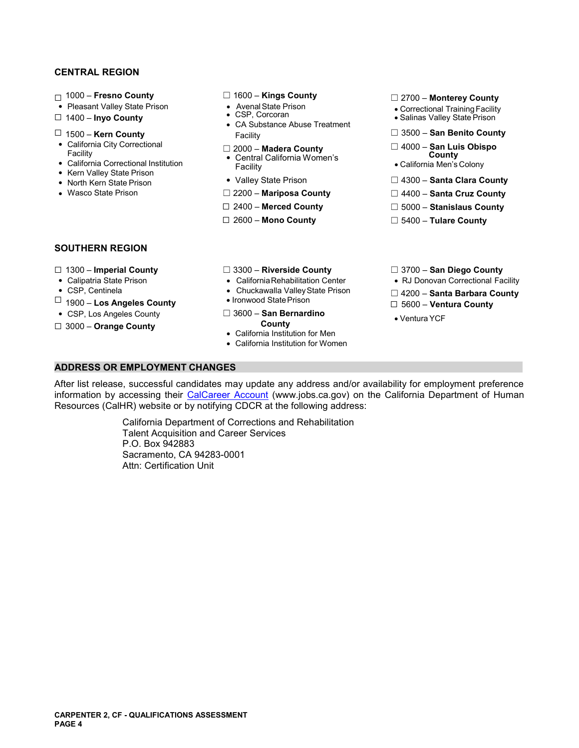**CENTRAL REGION**

☐ 1000 – **Fresno County**
- Pleasant Valley State Prison

☐ 1400 – **Inyo County**

☐ 1500 – **Kern County**
- California City Correctional Facility
- California Correctional Institution
- Kern Valley State Prison
- North Kern State Prison
- Wasco State Prison

☐ 1600 – **Kings County**
- Avenal State Prison
- CSP, Corcoran
- CA Substance Abuse Treatment Facility

☐ 2000 – **Madera County**
- Central California Women's Facility
- Valley State Prison

☐ 2200 – **Mariposa County**

☐ 2400 – **Merced County**

☐ 2600 – **Mono County**

☐ 2700 – **Monterey County**
- Correctional Training Facility
- Salinas Valley State Prison

☐ 3500 – **San Benito County**

☐ 4000 – **San Luis Obispo County**
- California Men's Colony

☐ 4300 – **Santa Clara County**

☐ 4400 – **Santa Cruz County**

☐ 5000 – **Stanislaus County**

☐ 5400 – **Tulare County**

**SOUTHERN REGION**

☐ 1300 – **Imperial County**
- Calipatria State Prison
- CSP, Centinela

☐ 1900 – **Los Angeles County**
- CSP, Los Angeles County

☐ 3000 – **Orange County**

☐ 3300 – **Riverside County**
- California Rehabilitation Center
- Chuckawalla Valley State Prison
- Ironwood State Prison

☐ 3600 – **San Bernardino County**
- California Institution for Men
- California Institution for Women

☐ 3700 – **San Diego County**
- RJ Donovan Correctional Facility

☐ 4200 – **Santa Barbara County**

☐ 5600 – **Ventura County**
- Ventura YCF

## ADDRESS OR EMPLOYMENT CHANGES

After list release, successful candidates may update any address and/or availability for employment preference information by accessing their CalCareer Account (www.jobs.ca.gov) on the California Department of Human Resources (CalHR) website or by notifying CDCR at the following address:

California Department of Corrections and Rehabilitation
Talent Acquisition and Career Services
P.O. Box 942883
Sacramento, CA 94283-0001
Attn: Certification Unit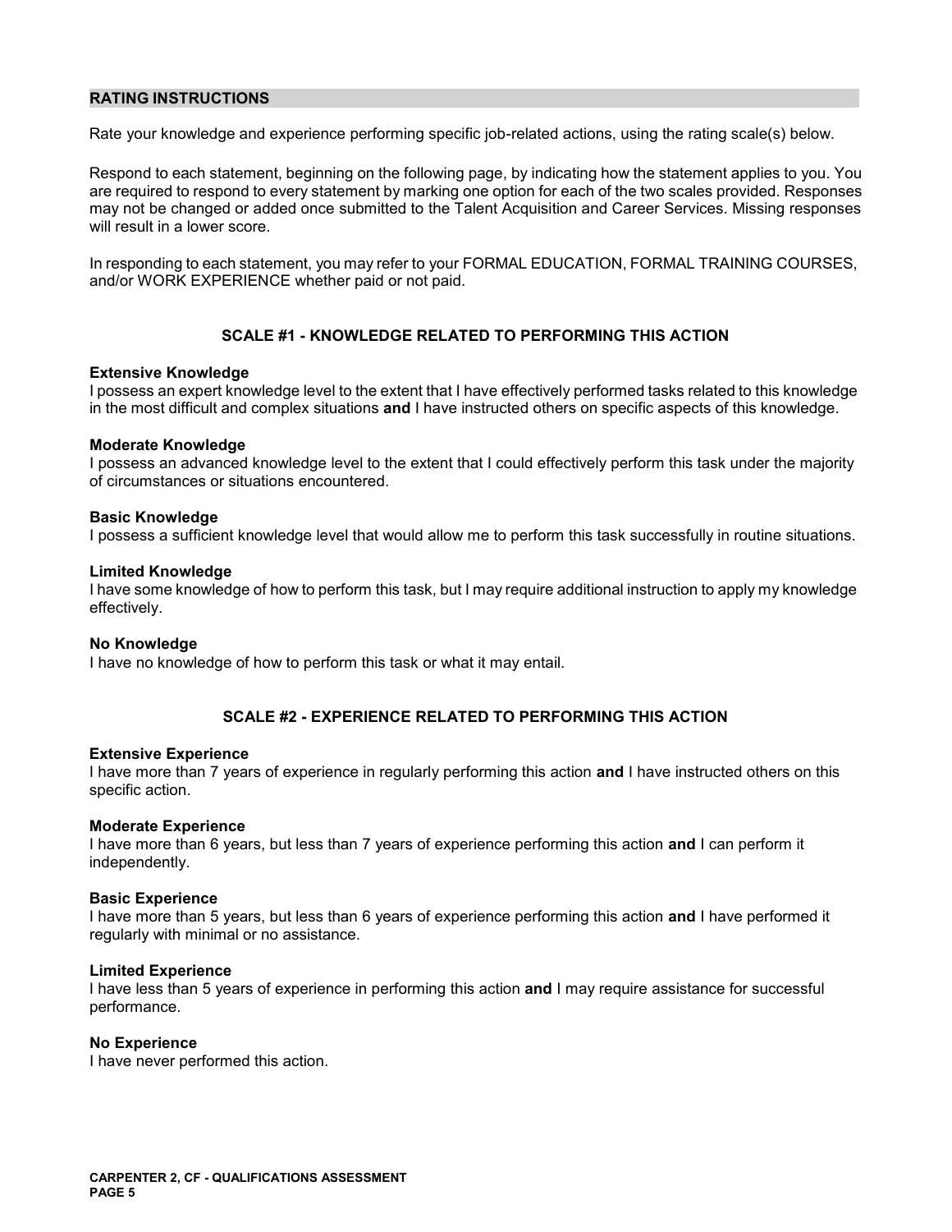## RATING INSTRUCTIONS

Rate your knowledge and experience performing specific job-related actions, using the rating scale(s) below.

Respond to each statement, beginning on the following page, by indicating how the statement applies to you. You are required to respond to every statement by marking one option for each of the two scales provided. Responses may not be changed or added once submitted to the Talent Acquisition and Career Services. Missing responses will result in a lower score.

In responding to each statement, you may refer to your FORMAL EDUCATION, FORMAL TRAINING COURSES, and/or WORK EXPERIENCE whether paid or not paid.

### SCALE #1 - KNOWLEDGE RELATED TO PERFORMING THIS ACTION

**Extensive Knowledge**
I possess an expert knowledge level to the extent that I have effectively performed tasks related to this knowledge in the most difficult and complex situations **and** I have instructed others on specific aspects of this knowledge.

**Moderate Knowledge**
I possess an advanced knowledge level to the extent that I could effectively perform this task under the majority of circumstances or situations encountered.

**Basic Knowledge**
I possess a sufficient knowledge level that would allow me to perform this task successfully in routine situations.

**Limited Knowledge**
I have some knowledge of how to perform this task, but I may require additional instruction to apply my knowledge effectively.

**No Knowledge**
I have no knowledge of how to perform this task or what it may entail.

### SCALE #2 - EXPERIENCE RELATED TO PERFORMING THIS ACTION

**Extensive Experience**
I have more than 7 years of experience in regularly performing this action **and** I have instructed others on this specific action.

**Moderate Experience**
I have more than 6 years, but less than 7 years of experience performing this action **and** I can perform it independently.

**Basic Experience**
I have more than 5 years, but less than 6 years of experience performing this action **and** I have performed it regularly with minimal or no assistance.

**Limited Experience**
I have less than 5 years of experience in performing this action **and** I may require assistance for successful performance.

**No Experience**
I have never performed this action.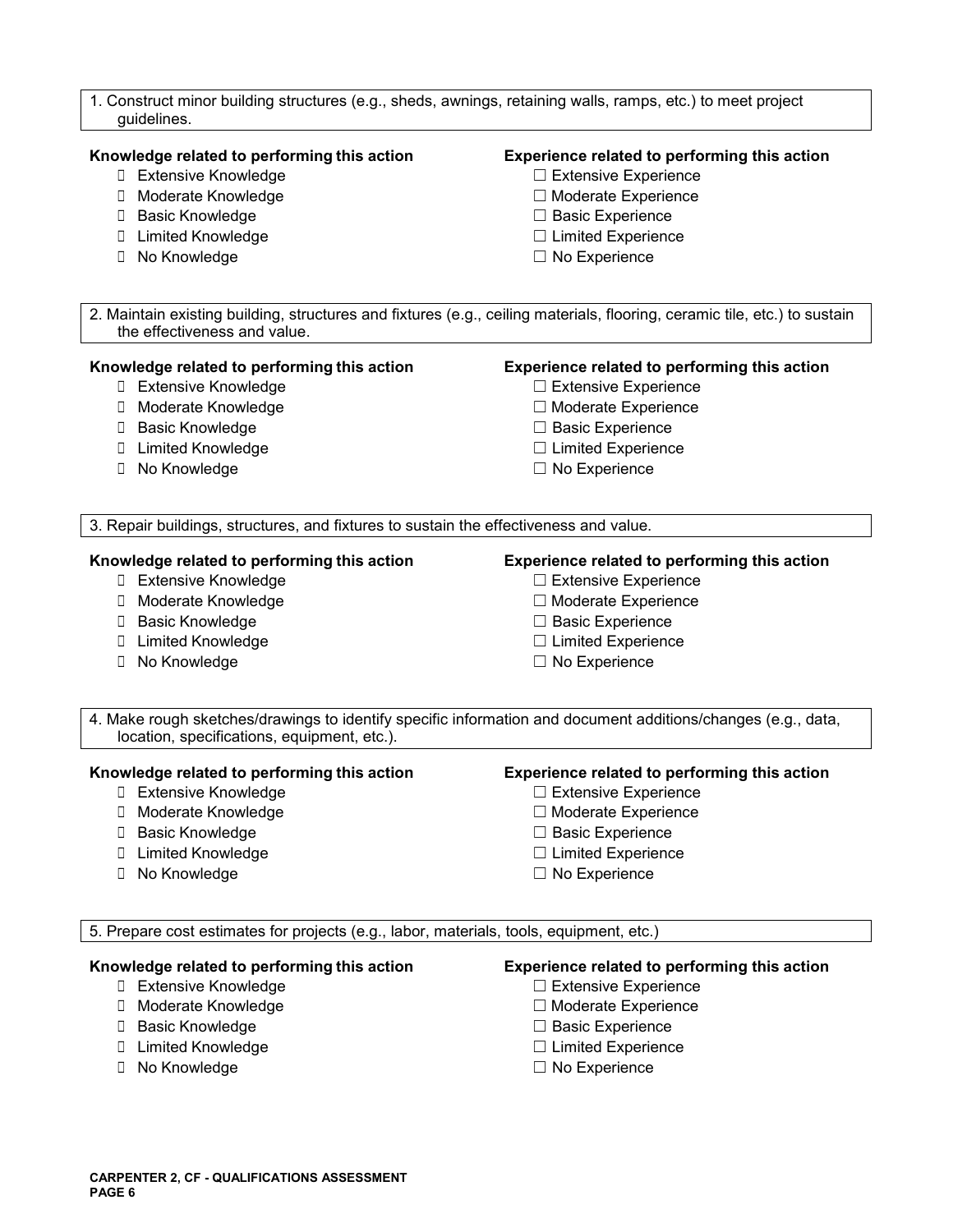1. Construct minor building structures (e.g., sheds, awnings, retaining walls, ramps, etc.) to meet project guidelines.

**Knowledge related to performing this action**

- ☐ Extensive Knowledge
- ☐ Moderate Knowledge
- ☐ Basic Knowledge
- ☐ Limited Knowledge
- ☐ No Knowledge

**Experience related to performing this action**

- ☐ Extensive Experience
- ☐ Moderate Experience
- ☐ Basic Experience
- ☐ Limited Experience
- ☐ No Experience

2. Maintain existing building, structures and fixtures (e.g., ceiling materials, flooring, ceramic tile, etc.) to sustain the effectiveness and value.

**Knowledge related to performing this action**

- ☐ Extensive Knowledge
- ☐ Moderate Knowledge
- ☐ Basic Knowledge
- ☐ Limited Knowledge
- ☐ No Knowledge

**Experience related to performing this action**

- ☐ Extensive Experience
- ☐ Moderate Experience
- ☐ Basic Experience
- ☐ Limited Experience
- ☐ No Experience

3. Repair buildings, structures, and fixtures to sustain the effectiveness and value.

**Knowledge related to performing this action**

- ☐ Extensive Knowledge
- ☐ Moderate Knowledge
- ☐ Basic Knowledge
- ☐ Limited Knowledge
- ☐ No Knowledge

**Experience related to performing this action**

- ☐ Extensive Experience
- ☐ Moderate Experience
- ☐ Basic Experience
- ☐ Limited Experience
- ☐ No Experience

4. Make rough sketches/drawings to identify specific information and document additions/changes (e.g., data, location, specifications, equipment, etc.).

**Knowledge related to performing this action**

- ☐ Extensive Knowledge
- ☐ Moderate Knowledge
- ☐ Basic Knowledge
- ☐ Limited Knowledge
- ☐ No Knowledge

**Experience related to performing this action**

- ☐ Extensive Experience
- ☐ Moderate Experience
- ☐ Basic Experience
- ☐ Limited Experience
- ☐ No Experience

5. Prepare cost estimates for projects (e.g., labor, materials, tools, equipment, etc.)

**Knowledge related to performing this action**

- ☐ Extensive Knowledge
- ☐ Moderate Knowledge
- ☐ Basic Knowledge
- ☐ Limited Knowledge
- ☐ No Knowledge

**Experience related to performing this action**

- ☐ Extensive Experience
- ☐ Moderate Experience
- ☐ Basic Experience
- ☐ Limited Experience
- ☐ No Experience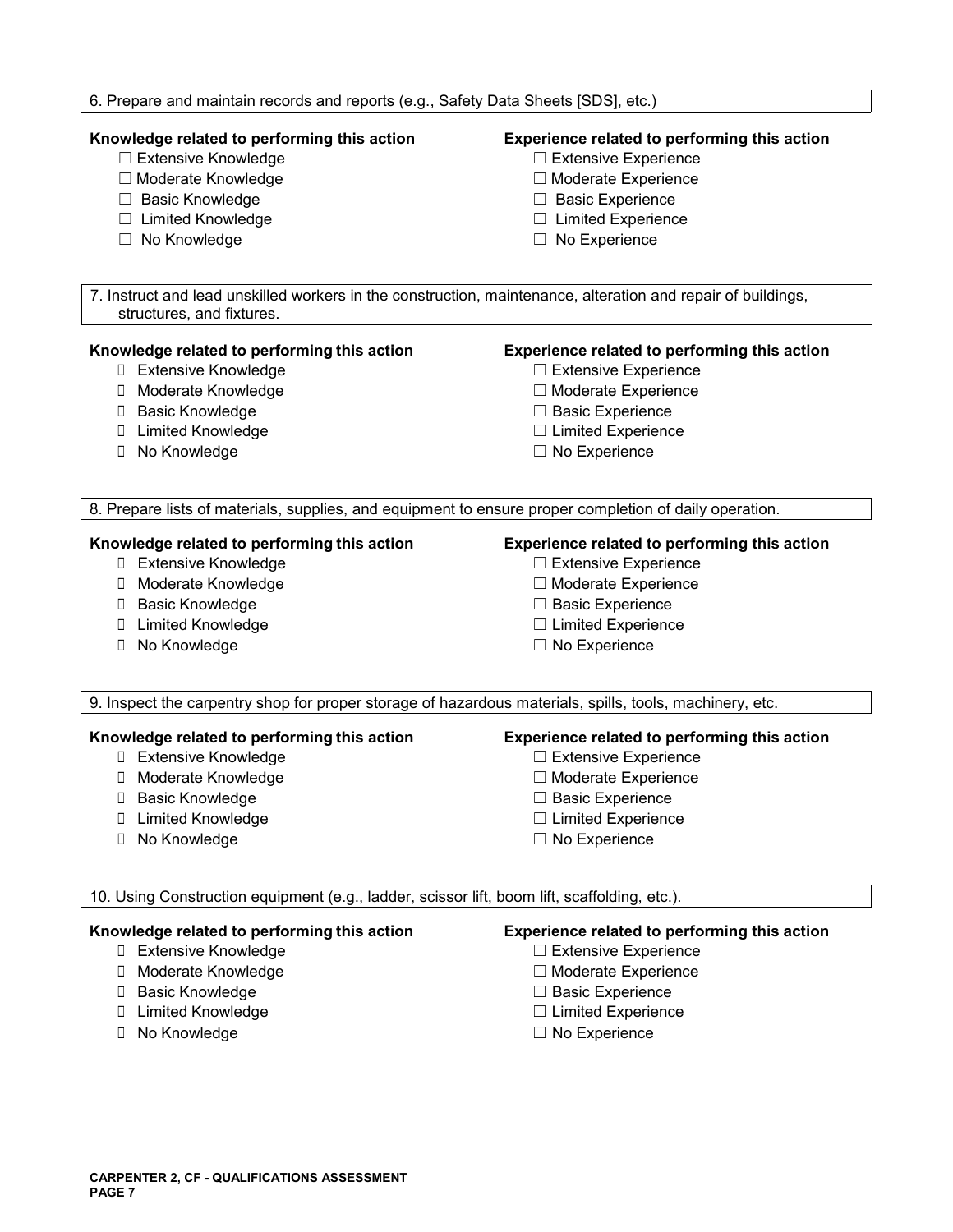6. Prepare and maintain records and reports (e.g., Safety Data Sheets [SDS], etc.)

**Knowledge related to performing this action**

- ☐ Extensive Knowledge
- ☐ Moderate Knowledge
- ☐ Basic Knowledge
- ☐ Limited Knowledge
- ☐ No Knowledge

**Experience related to performing this action**

- ☐ Extensive Experience
- ☐ Moderate Experience
- ☐ Basic Experience
- ☐ Limited Experience
- ☐ No Experience

7. Instruct and lead unskilled workers in the construction, maintenance, alteration and repair of buildings, structures, and fixtures.

**Knowledge related to performing this action**

- ☐ Extensive Knowledge
- ☐ Moderate Knowledge
- ☐ Basic Knowledge
- ☐ Limited Knowledge
- ☐ No Knowledge

**Experience related to performing this action**

- ☐ Extensive Experience
- ☐ Moderate Experience
- ☐ Basic Experience
- ☐ Limited Experience
- ☐ No Experience

8. Prepare lists of materials, supplies, and equipment to ensure proper completion of daily operation.

**Knowledge related to performing this action**

- ☐ Extensive Knowledge
- ☐ Moderate Knowledge
- ☐ Basic Knowledge
- ☐ Limited Knowledge
- ☐ No Knowledge

**Experience related to performing this action**

- ☐ Extensive Experience
- ☐ Moderate Experience
- ☐ Basic Experience
- ☐ Limited Experience
- ☐ No Experience

9. Inspect the carpentry shop for proper storage of hazardous materials, spills, tools, machinery, etc.

**Knowledge related to performing this action**

- ☐ Extensive Knowledge
- ☐ Moderate Knowledge
- ☐ Basic Knowledge
- ☐ Limited Knowledge
- ☐ No Knowledge

**Experience related to performing this action**

- ☐ Extensive Experience
- ☐ Moderate Experience
- ☐ Basic Experience
- ☐ Limited Experience
- ☐ No Experience

10. Using Construction equipment (e.g., ladder, scissor lift, boom lift, scaffolding, etc.).

**Knowledge related to performing this action**

- ☐ Extensive Knowledge
- ☐ Moderate Knowledge
- ☐ Basic Knowledge
- ☐ Limited Knowledge
- ☐ No Knowledge

**Experience related to performing this action**

- ☐ Extensive Experience
- ☐ Moderate Experience
- ☐ Basic Experience
- ☐ Limited Experience
- ☐ No Experience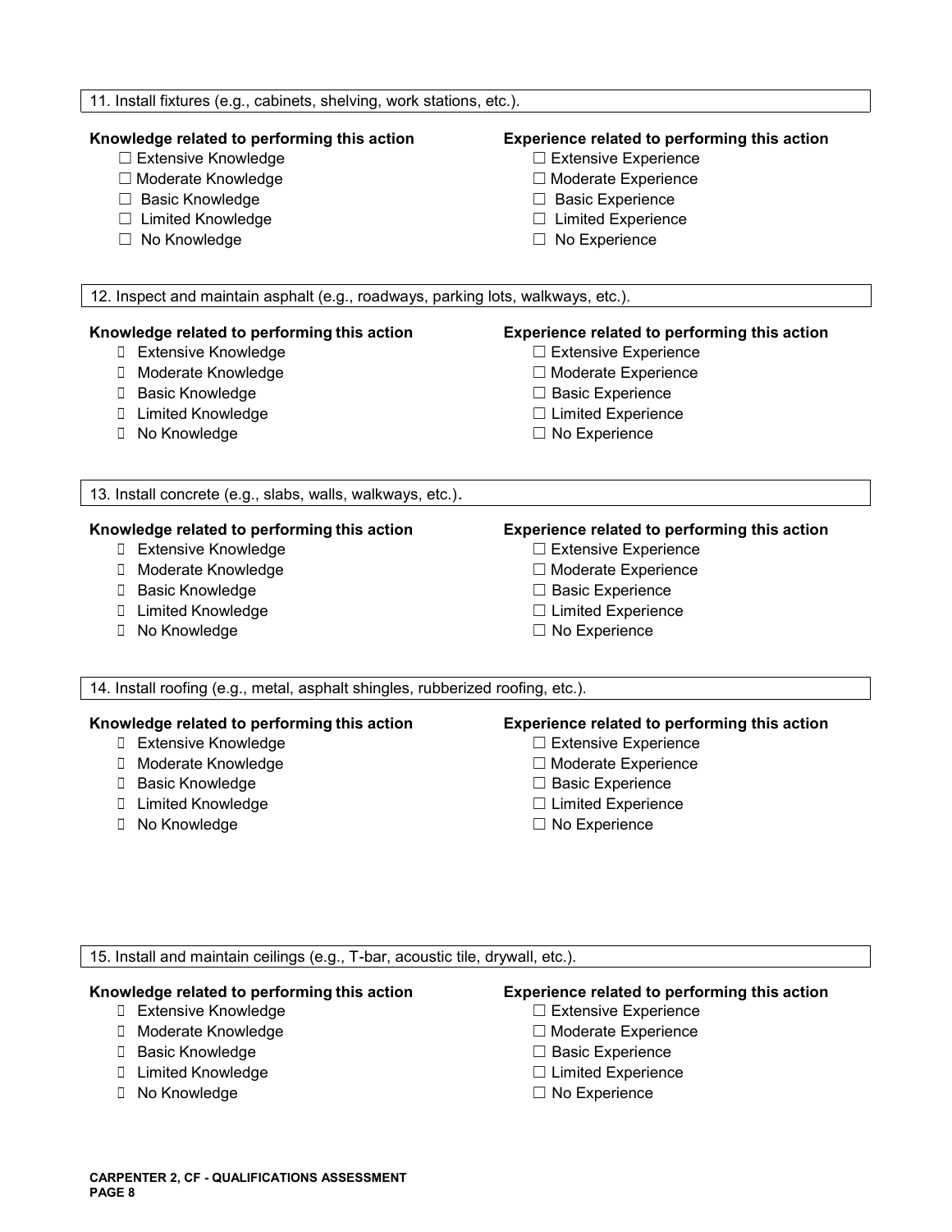11. Install fixtures (e.g., cabinets, shelving, work stations, etc.).

**Knowledge related to performing this action**

- ☐ Extensive Knowledge
- ☐ Moderate Knowledge
- ☐ Basic Knowledge
- ☐ Limited Knowledge
- ☐ No Knowledge

**Experience related to performing this action**

- ☐ Extensive Experience
- ☐ Moderate Experience
- ☐ Basic Experience
- ☐ Limited Experience
- ☐ No Experience

12. Inspect and maintain asphalt (e.g., roadways, parking lots, walkways, etc.).

**Knowledge related to performing this action**

- ☐ Extensive Knowledge
- ☐ Moderate Knowledge
- ☐ Basic Knowledge
- ☐ Limited Knowledge
- ☐ No Knowledge

**Experience related to performing this action**

- ☐ Extensive Experience
- ☐ Moderate Experience
- ☐ Basic Experience
- ☐ Limited Experience
- ☐ No Experience

13. Install concrete (e.g., slabs, walls, walkways, etc.).

**Knowledge related to performing this action**

- ☐ Extensive Knowledge
- ☐ Moderate Knowledge
- ☐ Basic Knowledge
- ☐ Limited Knowledge
- ☐ No Knowledge

**Experience related to performing this action**

- ☐ Extensive Experience
- ☐ Moderate Experience
- ☐ Basic Experience
- ☐ Limited Experience
- ☐ No Experience

14. Install roofing (e.g., metal, asphalt shingles, rubberized roofing, etc.).

**Knowledge related to performing this action**

- ☐ Extensive Knowledge
- ☐ Moderate Knowledge
- ☐ Basic Knowledge
- ☐ Limited Knowledge
- ☐ No Knowledge

**Experience related to performing this action**

- ☐ Extensive Experience
- ☐ Moderate Experience
- ☐ Basic Experience
- ☐ Limited Experience
- ☐ No Experience

15. Install and maintain ceilings (e.g., T-bar, acoustic tile, drywall, etc.).

**Knowledge related to performing this action**

- ☐ Extensive Knowledge
- ☐ Moderate Knowledge
- ☐ Basic Knowledge
- ☐ Limited Knowledge
- ☐ No Knowledge

**Experience related to performing this action**

- ☐ Extensive Experience
- ☐ Moderate Experience
- ☐ Basic Experience
- ☐ Limited Experience
- ☐ No Experience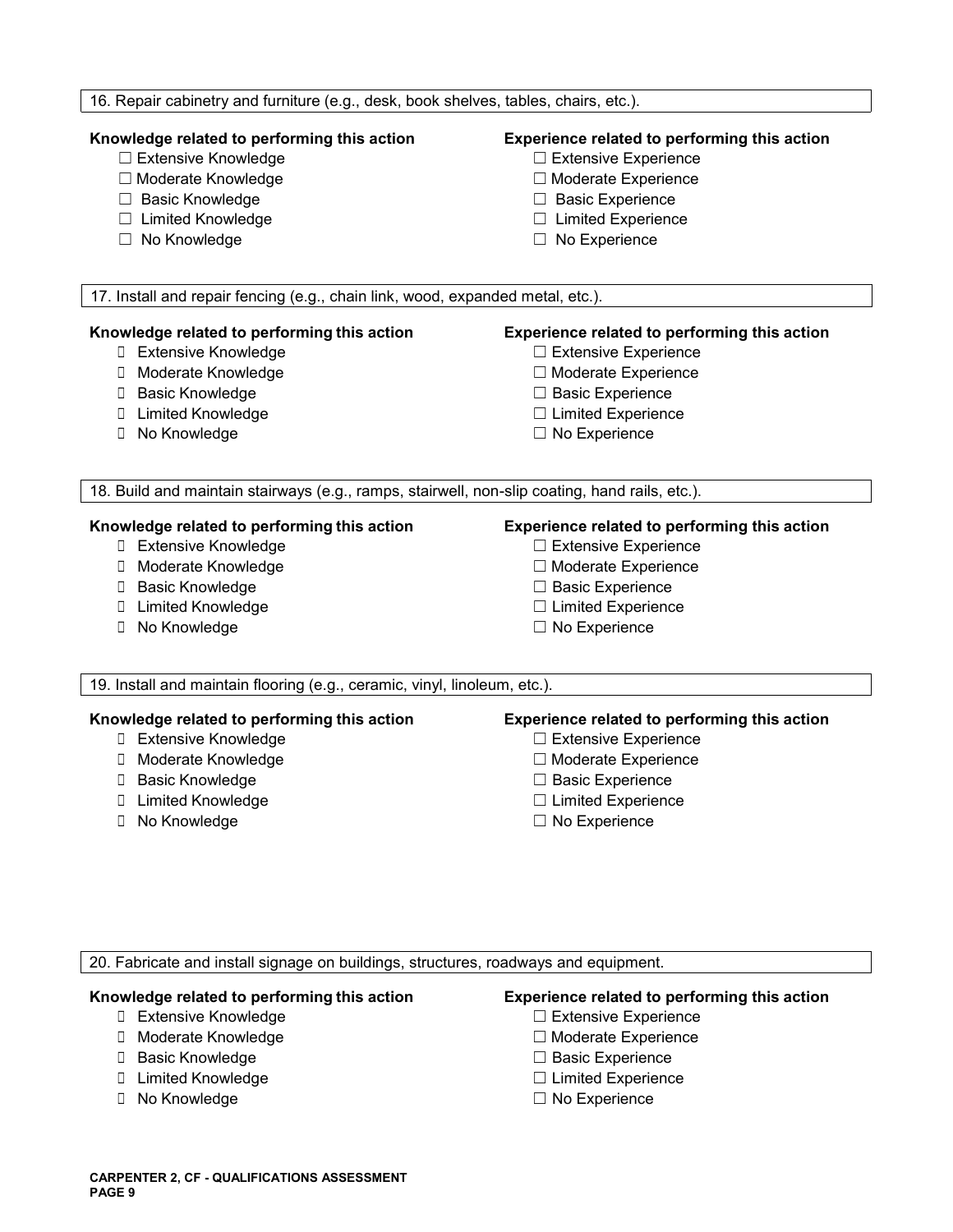16. Repair cabinetry and furniture (e.g., desk, book shelves, tables, chairs, etc.).

**Knowledge related to performing this action**

- ☐ Extensive Knowledge
- ☐ Moderate Knowledge
- ☐ Basic Knowledge
- ☐ Limited Knowledge
- ☐ No Knowledge

**Experience related to performing this action**

- ☐ Extensive Experience
- ☐ Moderate Experience
- ☐ Basic Experience
- ☐ Limited Experience
- ☐ No Experience

17. Install and repair fencing (e.g., chain link, wood, expanded metal, etc.).

**Knowledge related to performing this action**

- ☐ Extensive Knowledge
- ☐ Moderate Knowledge
- ☐ Basic Knowledge
- ☐ Limited Knowledge
- ☐ No Knowledge

**Experience related to performing this action**

- ☐ Extensive Experience
- ☐ Moderate Experience
- ☐ Basic Experience
- ☐ Limited Experience
- ☐ No Experience

18. Build and maintain stairways (e.g., ramps, stairwell, non-slip coating, hand rails, etc.).

**Knowledge related to performing this action**

- ☐ Extensive Knowledge
- ☐ Moderate Knowledge
- ☐ Basic Knowledge
- ☐ Limited Knowledge
- ☐ No Knowledge

**Experience related to performing this action**

- ☐ Extensive Experience
- ☐ Moderate Experience
- ☐ Basic Experience
- ☐ Limited Experience
- ☐ No Experience

19. Install and maintain flooring (e.g., ceramic, vinyl, linoleum, etc.).

**Knowledge related to performing this action**

- ☐ Extensive Knowledge
- ☐ Moderate Knowledge
- ☐ Basic Knowledge
- ☐ Limited Knowledge
- ☐ No Knowledge

**Experience related to performing this action**

- ☐ Extensive Experience
- ☐ Moderate Experience
- ☐ Basic Experience
- ☐ Limited Experience
- ☐ No Experience

20. Fabricate and install signage on buildings, structures, roadways and equipment.

**Knowledge related to performing this action**

- ☐ Extensive Knowledge
- ☐ Moderate Knowledge
- ☐ Basic Knowledge
- ☐ Limited Knowledge
- ☐ No Knowledge

**Experience related to performing this action**

- ☐ Extensive Experience
- ☐ Moderate Experience
- ☐ Basic Experience
- ☐ Limited Experience
- ☐ No Experience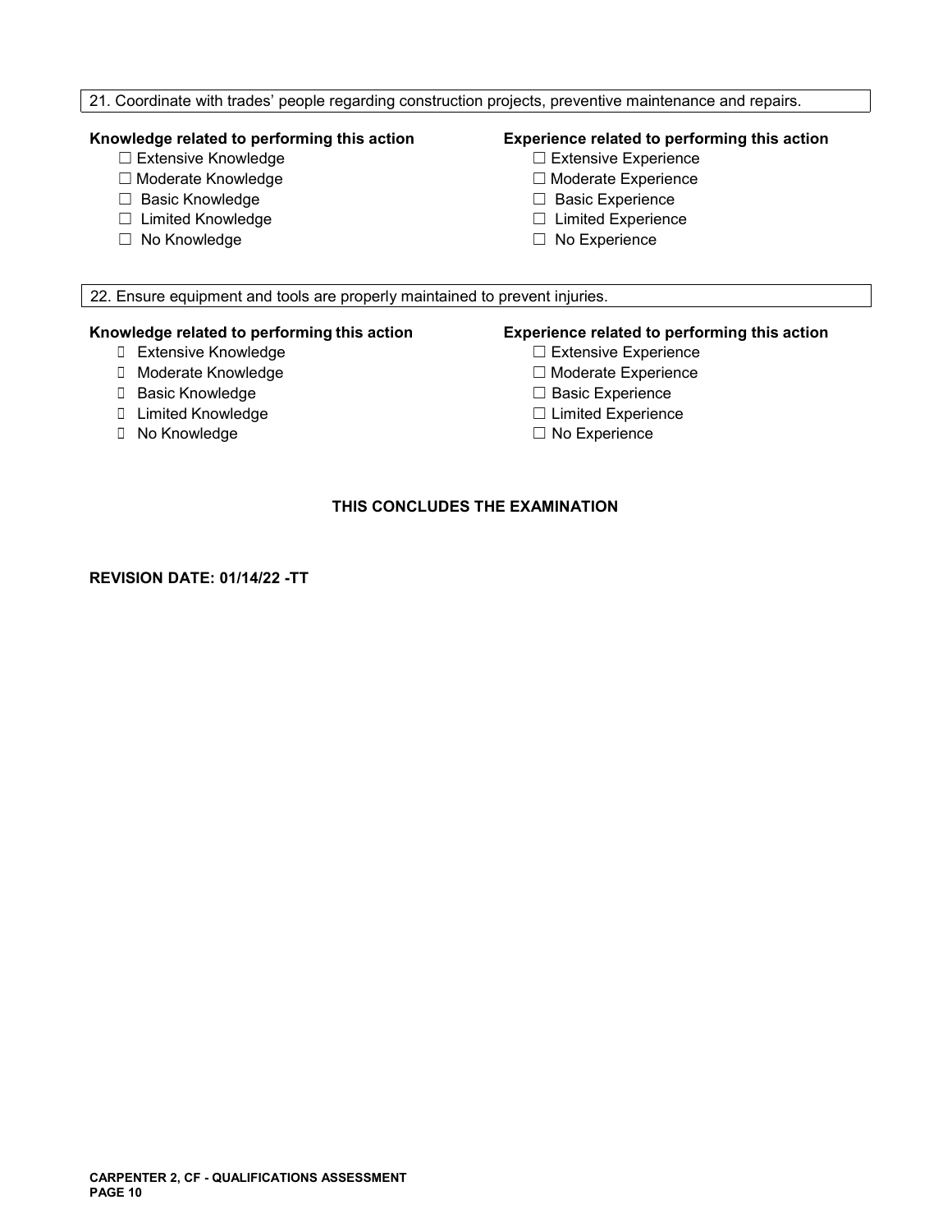21. Coordinate with trades' people regarding construction projects, preventive maintenance and repairs.

**Knowledge related to performing this action**

- ☐ Extensive Knowledge
- ☐ Moderate Knowledge
- ☐ Basic Knowledge
- ☐ Limited Knowledge
- ☐ No Knowledge

**Experience related to performing this action**

- ☐ Extensive Experience
- ☐ Moderate Experience
- ☐ Basic Experience
- ☐ Limited Experience
- ☐ No Experience

22. Ensure equipment and tools are properly maintained to prevent injuries.

**Knowledge related to performing this action**

- ☐ Extensive Knowledge
- ☐ Moderate Knowledge
- ☐ Basic Knowledge
- ☐ Limited Knowledge
- ☐ No Knowledge

**Experience related to performing this action**

- ☐ Extensive Experience
- ☐ Moderate Experience
- ☐ Basic Experience
- ☐ Limited Experience
- ☐ No Experience

**THIS CONCLUDES THE EXAMINATION**

**REVISION DATE: 01/14/22 -TT**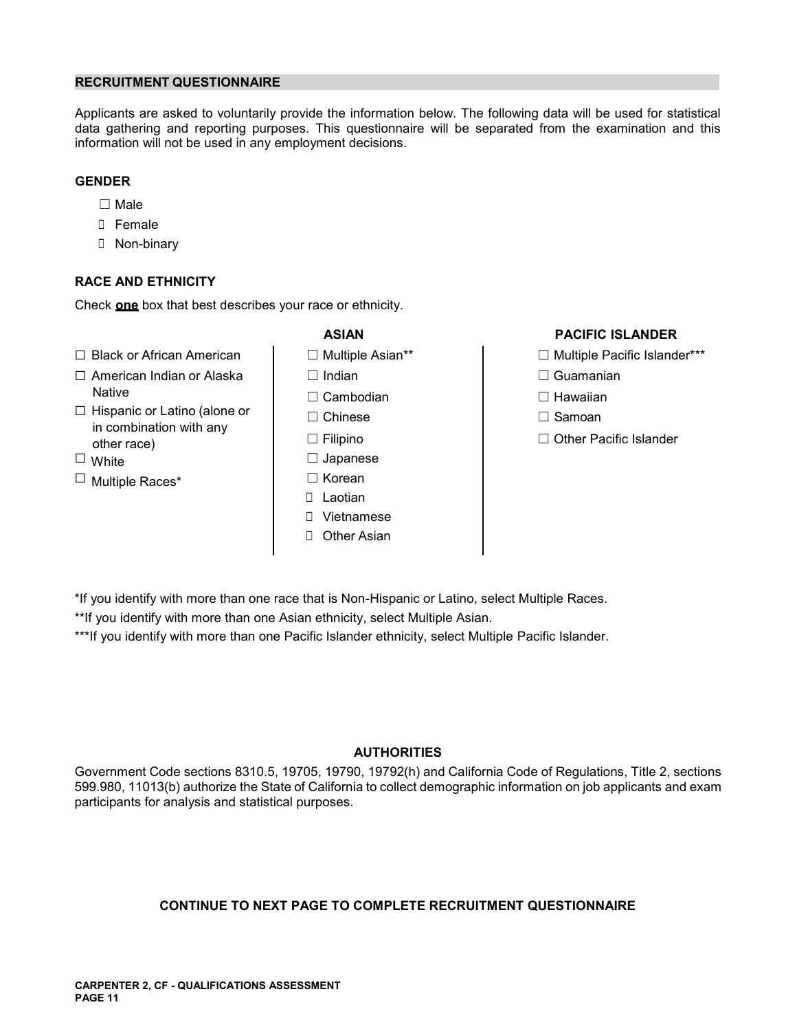## RECRUITMENT QUESTIONNAIRE

Applicants are asked to voluntarily provide the information below. The following data will be used for statistical data gathering and reporting purposes. This questionnaire will be separated from the examination and this information will not be used in any employment decisions.

### GENDER

- ☐ Male
- ☐ Female
- ☐ Non-binary

### RACE AND ETHNICITY

Check **one** box that best describes your race or ethnicity.

- ☐ Black or African American
- ☐ American Indian or Alaska Native
- ☐ Hispanic or Latino (alone or in combination with any other race)
- ☐ White
- ☐ Multiple Races*

**ASIAN**

- ☐ Multiple Asian**
- ☐ Indian
- ☐ Cambodian
- ☐ Chinese
- ☐ Filipino
- ☐ Japanese
- ☐ Korean
- ☐ Laotian
- ☐ Vietnamese
- ☐ Other Asian

**PACIFIC ISLANDER**

- ☐ Multiple Pacific Islander***
- ☐ Guamanian
- ☐ Hawaiian
- ☐ Samoan
- ☐ Other Pacific Islander

*If you identify with more than one race that is Non-Hispanic or Latino, select Multiple Races.

**If you identify with more than one Asian ethnicity, select Multiple Asian.

***If you identify with more than one Pacific Islander ethnicity, select Multiple Pacific Islander.

### AUTHORITIES

Government Code sections 8310.5, 19705, 19790, 19792(h) and California Code of Regulations, Title 2, sections 599.980, 11013(b) authorize the State of California to collect demographic information on job applicants and exam participants for analysis and statistical purposes.

**CONTINUE TO NEXT PAGE TO COMPLETE RECRUITMENT QUESTIONNAIRE**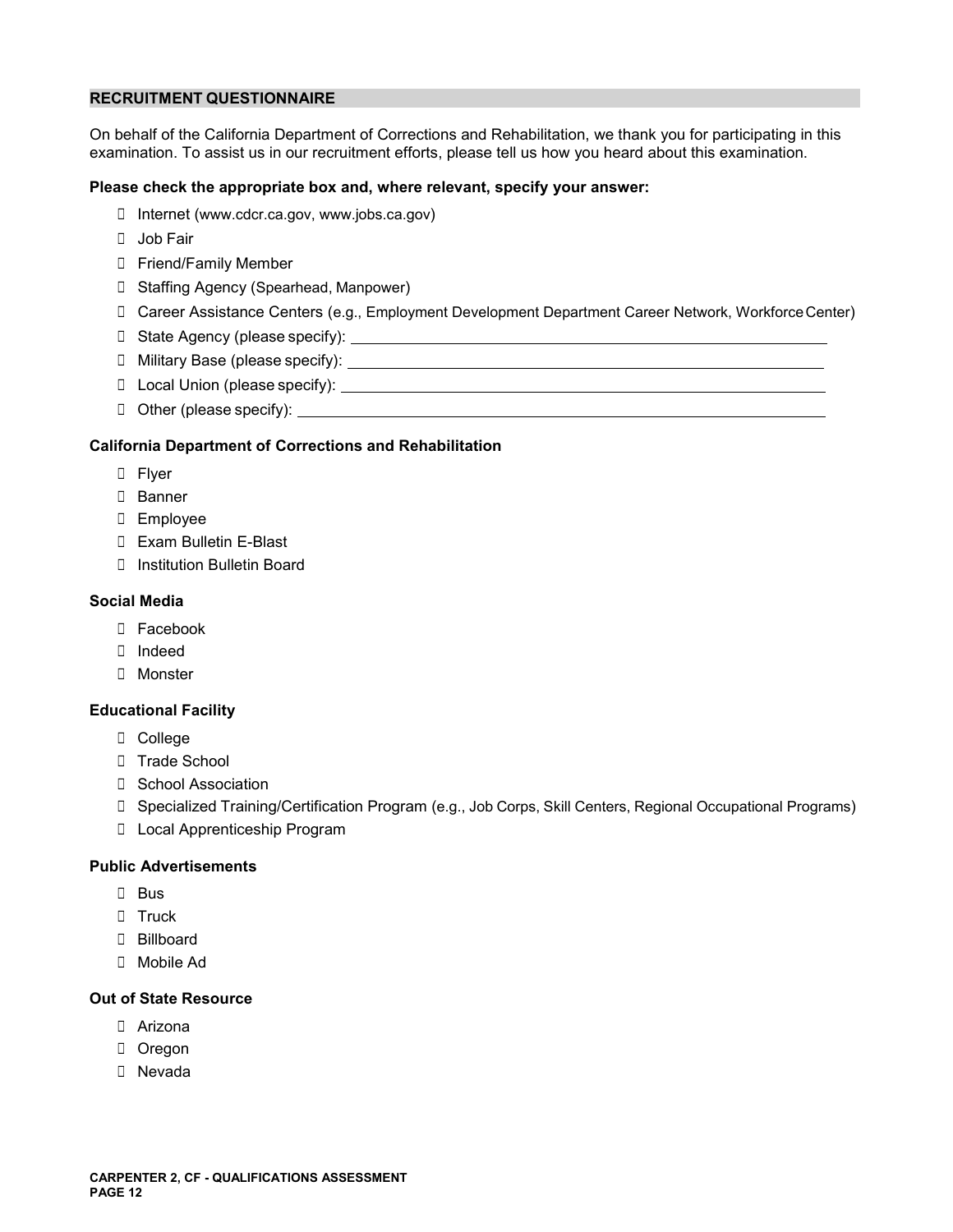## RECRUITMENT QUESTIONNAIRE

On behalf of the California Department of Corrections and Rehabilitation, we thank you for participating in this examination. To assist us in our recruitment efforts, please tell us how you heard about this examination.

**Please check the appropriate box and, where relevant, specify your answer:**

- ☐ Internet (www.cdcr.ca.gov, www.jobs.ca.gov)
- ☐ Job Fair
- ☐ Friend/Family Member
- ☐ Staffing Agency (Spearhead, Manpower)
- ☐ Career Assistance Centers (e.g., Employment Development Department Career Network, Workforce Center)
- ☐ State Agency (please specify): ________________________________
- ☐ Military Base (please specify): ________________________________
- ☐ Local Union (please specify): ________________________________
- ☐ Other (please specify): ________________________________

**California Department of Corrections and Rehabilitation**

- ☐ Flyer
- ☐ Banner
- ☐ Employee
- ☐ Exam Bulletin E-Blast
- ☐ Institution Bulletin Board

**Social Media**

- ☐ Facebook
- ☐ Indeed
- ☐ Monster

**Educational Facility**

- ☐ College
- ☐ Trade School
- ☐ School Association
- ☐ Specialized Training/Certification Program (e.g., Job Corps, Skill Centers, Regional Occupational Programs)
- ☐ Local Apprenticeship Program

**Public Advertisements**

- ☐ Bus
- ☐ Truck
- ☐ Billboard
- ☐ Mobile Ad

**Out of State Resource**

- ☐ Arizona
- ☐ Oregon
- ☐ Nevada